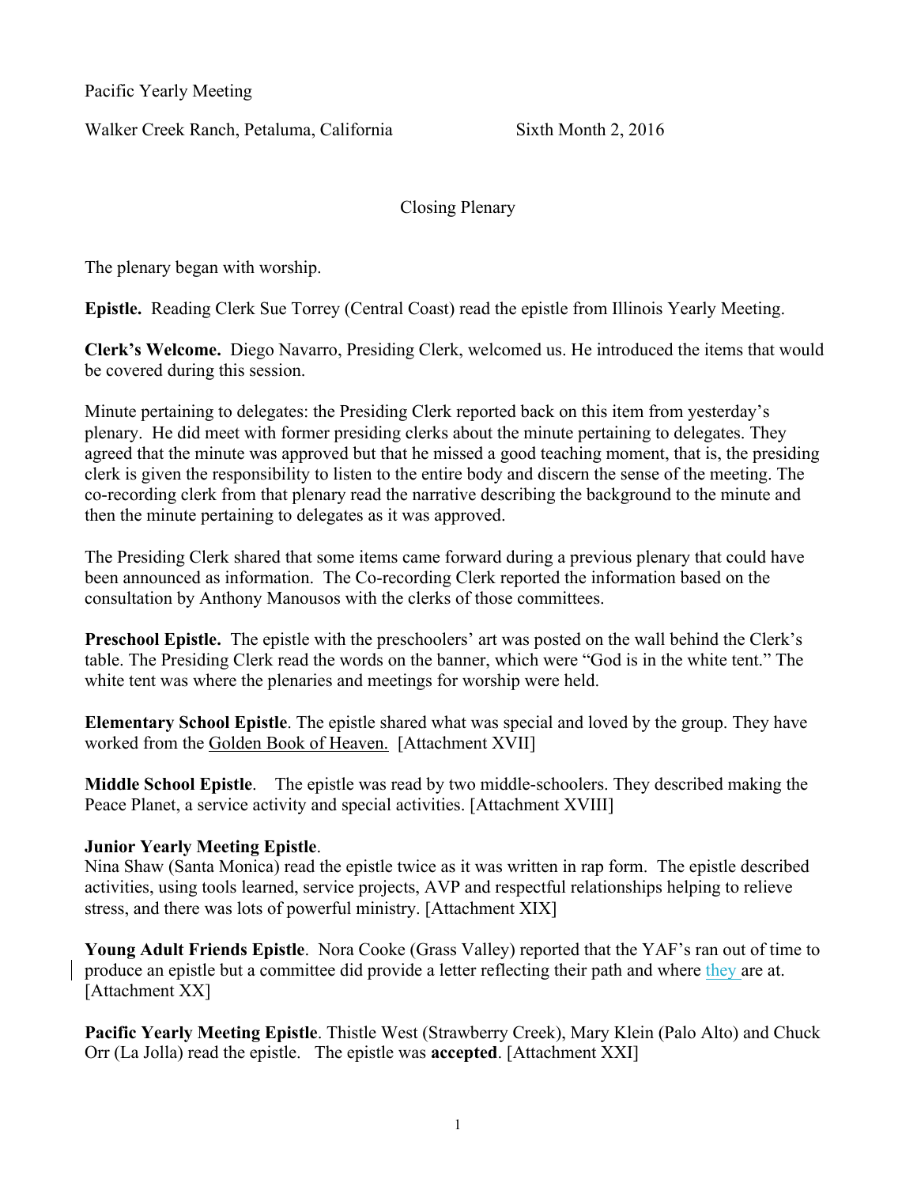Pacific Yearly Meeting

Walker Creek Ranch, Petaluma, California Sixth Month 2, 2016

Closing Plenary

The plenary began with worship.

**Epistle.** Reading Clerk Sue Torrey (Central Coast) read the epistle from Illinois Yearly Meeting.

**Clerk's Welcome.** Diego Navarro, Presiding Clerk, welcomed us. He introduced the items that would be covered during this session.

Minute pertaining to delegates: the Presiding Clerk reported back on this item from yesterday's plenary. He did meet with former presiding clerks about the minute pertaining to delegates. They agreed that the minute was approved but that he missed a good teaching moment, that is, the presiding clerk is given the responsibility to listen to the entire body and discern the sense of the meeting. The co-recording clerk from that plenary read the narrative describing the background to the minute and then the minute pertaining to delegates as it was approved.

The Presiding Clerk shared that some items came forward during a previous plenary that could have been announced as information. The Co-recording Clerk reported the information based on the consultation by Anthony Manousos with the clerks of those committees.

**Preschool Epistle.** The epistle with the preschoolers' art was posted on the wall behind the Clerk's table. The Presiding Clerk read the words on the banner, which were "God is in the white tent." The white tent was where the plenaries and meetings for worship were held.

**Elementary School Epistle**. The epistle shared what was special and loved by the group. They have worked from the Golden Book of Heaven. [Attachment XVII]

**Middle School Epistle**. The epistle was read by two middle-schoolers. They described making the Peace Planet, a service activity and special activities. [Attachment XVIII]

**Junior Yearly Meeting Epistle**.
Nina Shaw (Santa Monica) read the epistle twice as it was written in rap form. The epistle described activities, using tools learned, service projects, AVP and respectful relationships helping to relieve stress, and there was lots of powerful ministry. [Attachment XIX]

**Young Adult Friends Epistle**. Nora Cooke (Grass Valley) reported that the YAF's ran out of time to produce an epistle but a committee did provide a letter reflecting their path and where they are at. [Attachment XX]

**Pacific Yearly Meeting Epistle**. Thistle West (Strawberry Creek), Mary Klein (Palo Alto) and Chuck Orr (La Jolla) read the epistle. The epistle was **accepted**. [Attachment XXI]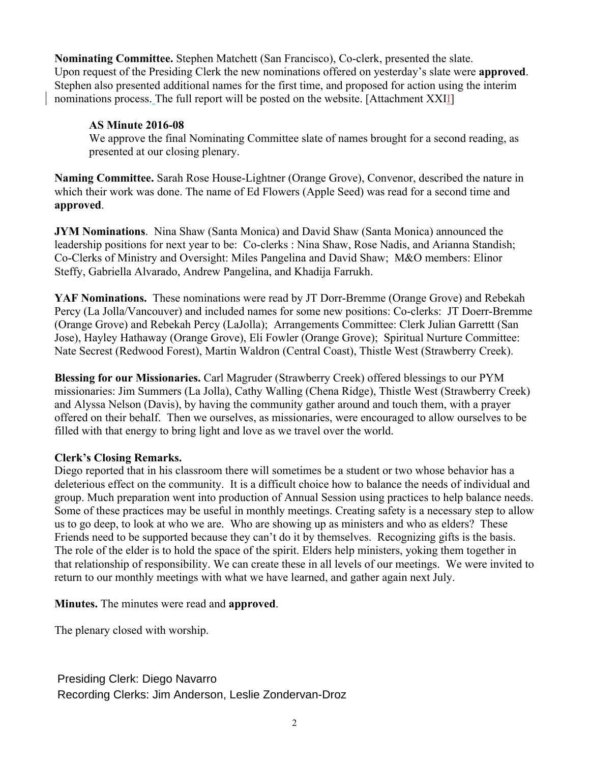**Nominating Committee.** Stephen Matchett (San Francisco), Co-clerk, presented the slate. Upon request of the Presiding Clerk the new nominations offered on yesterday's slate were **approved**. Stephen also presented additional names for the first time, and proposed for action using the interim nominations process. The full report will be posted on the website. [Attachment XXII]

> **AS Minute 2016-08**
> We approve the final Nominating Committee slate of names brought for a second reading, as presented at our closing plenary.

**Naming Committee.** Sarah Rose House-Lightner (Orange Grove), Convenor, described the nature in which their work was done. The name of Ed Flowers (Apple Seed) was read for a second time and **approved**.

**JYM Nominations**. Nina Shaw (Santa Monica) and David Shaw (Santa Monica) announced the leadership positions for next year to be: Co-clerks : Nina Shaw, Rose Nadis, and Arianna Standish; Co-Clerks of Ministry and Oversight: Miles Pangelina and David Shaw; M&O members: Elinor Steffy, Gabriella Alvarado, Andrew Pangelina, and Khadija Farrukh.

**YAF Nominations.** These nominations were read by JT Dorr-Bremme (Orange Grove) and Rebekah Percy (La Jolla/Vancouver) and included names for some new positions: Co-clerks: JT Doerr-Bremme (Orange Grove) and Rebekah Percy (LaJolla); Arrangements Committee: Clerk Julian Garrettt (San Jose), Hayley Hathaway (Orange Grove), Eli Fowler (Orange Grove); Spiritual Nurture Committee: Nate Secrest (Redwood Forest), Martin Waldron (Central Coast), Thistle West (Strawberry Creek).

**Blessing for our Missionaries.** Carl Magruder (Strawberry Creek) offered blessings to our PYM missionaries: Jim Summers (La Jolla), Cathy Walling (Chena Ridge), Thistle West (Strawberry Creek) and Alyssa Nelson (Davis), by having the community gather around and touch them, with a prayer offered on their behalf. Then we ourselves, as missionaries, were encouraged to allow ourselves to be filled with that energy to bring light and love as we travel over the world.

**Clerk's Closing Remarks.**
Diego reported that in his classroom there will sometimes be a student or two whose behavior has a deleterious effect on the community. It is a difficult choice how to balance the needs of individual and group. Much preparation went into production of Annual Session using practices to help balance needs. Some of these practices may be useful in monthly meetings. Creating safety is a necessary step to allow us to go deep, to look at who we are. Who are showing up as ministers and who as elders? These Friends need to be supported because they can't do it by themselves. Recognizing gifts is the basis. The role of the elder is to hold the space of the spirit. Elders help ministers, yoking them together in that relationship of responsibility. We can create these in all levels of our meetings. We were invited to return to our monthly meetings with what we have learned, and gather again next July.

**Minutes.** The minutes were read and **approved**.

The plenary closed with worship.

Presiding Clerk: Diego Navarro
Recording Clerks: Jim Anderson, Leslie Zondervan-Droz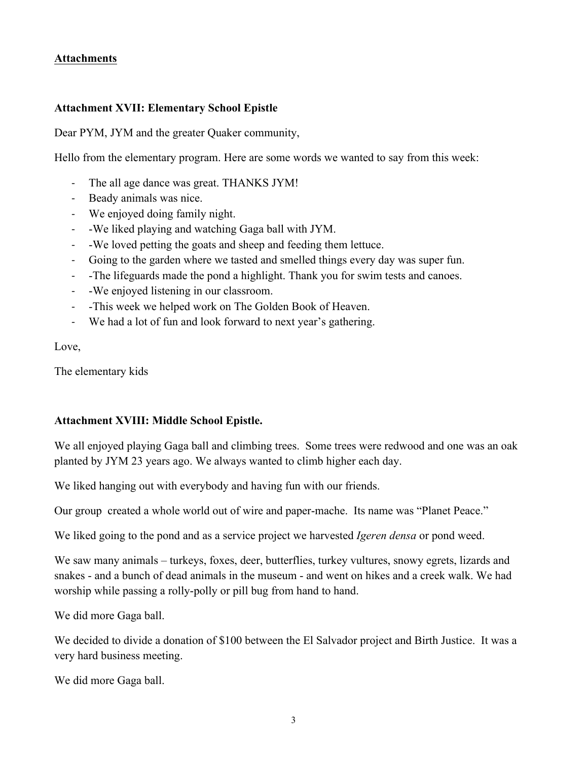**Attachments**

**Attachment XVII: Elementary School Epistle**

Dear PYM, JYM and the greater Quaker community,

Hello from the elementary program. Here are some words we wanted to say from this week:

- The all age dance was great. THANKS JYM!
- Beady animals was nice.
- We enjoyed doing family night.
- -We liked playing and watching Gaga ball with JYM.
- -We loved petting the goats and sheep and feeding them lettuce.
- Going to the garden where we tasted and smelled things every day was super fun.
- -The lifeguards made the pond a highlight. Thank you for swim tests and canoes.
- -We enjoyed listening in our classroom.
- -This week we helped work on The Golden Book of Heaven.
- We had a lot of fun and look forward to next year's gathering.

Love,

The elementary kids

**Attachment XVIII: Middle School Epistle.**

We all enjoyed playing Gaga ball and climbing trees. Some trees were redwood and one was an oak planted by JYM 23 years ago. We always wanted to climb higher each day.

We liked hanging out with everybody and having fun with our friends.

Our group created a whole world out of wire and paper-mache. Its name was "Planet Peace."

We liked going to the pond and as a service project we harvested *Igeren densa* or pond weed.

We saw many animals – turkeys, foxes, deer, butterflies, turkey vultures, snowy egrets, lizards and snakes - and a bunch of dead animals in the museum - and went on hikes and a creek walk. We had worship while passing a rolly-polly or pill bug from hand to hand.

We did more Gaga ball.

We decided to divide a donation of $100 between the El Salvador project and Birth Justice. It was a very hard business meeting.

We did more Gaga ball.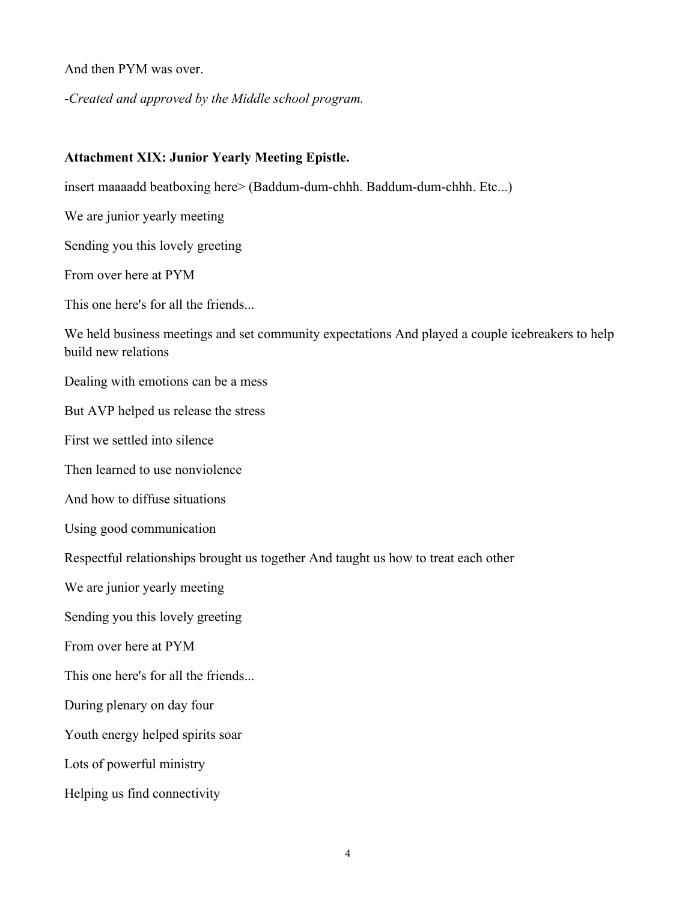And then PYM was over.

-*Created and approved by the Middle school program.*

**Attachment XIX: Junior Yearly Meeting Epistle.**

insert maaaadd beatboxing here> (Baddum-dum-chhh. Baddum-dum-chhh. Etc...)

We are junior yearly meeting

Sending you this lovely greeting

From over here at PYM

This one here's for all the friends...

We held business meetings and set community expectations And played a couple icebreakers to help build new relations

Dealing with emotions can be a mess

But AVP helped us release the stress

First we settled into silence

Then learned to use nonviolence

And how to diffuse situations

Using good communication

Respectful relationships brought us together And taught us how to treat each other

We are junior yearly meeting

Sending you this lovely greeting

From over here at PYM

This one here's for all the friends...

During plenary on day four

Youth energy helped spirits soar

Lots of powerful ministry

Helping us find connectivity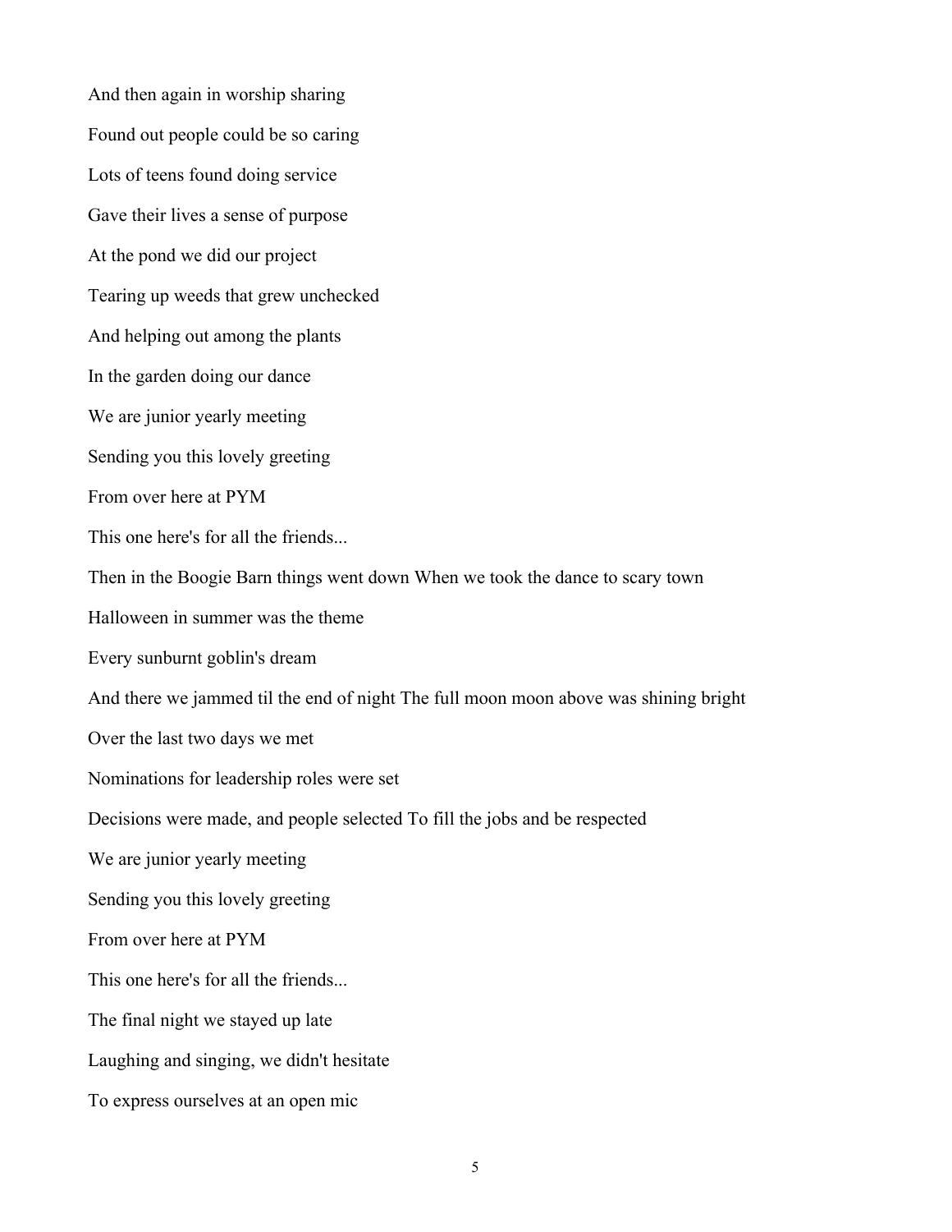And then again in worship sharing

Found out people could be so caring

Lots of teens found doing service

Gave their lives a sense of purpose

At the pond we did our project

Tearing up weeds that grew unchecked

And helping out among the plants

In the garden doing our dance

We are junior yearly meeting

Sending you this lovely greeting

From over here at PYM

This one here's for all the friends...

Then in the Boogie Barn things went down When we took the dance to scary town

Halloween in summer was the theme

Every sunburnt goblin's dream

And there we jammed til the end of night The full moon moon above was shining bright

Over the last two days we met

Nominations for leadership roles were set

Decisions were made, and people selected To fill the jobs and be respected

We are junior yearly meeting

Sending you this lovely greeting

From over here at PYM

This one here's for all the friends...

The final night we stayed up late

Laughing and singing, we didn't hesitate

To express ourselves at an open mic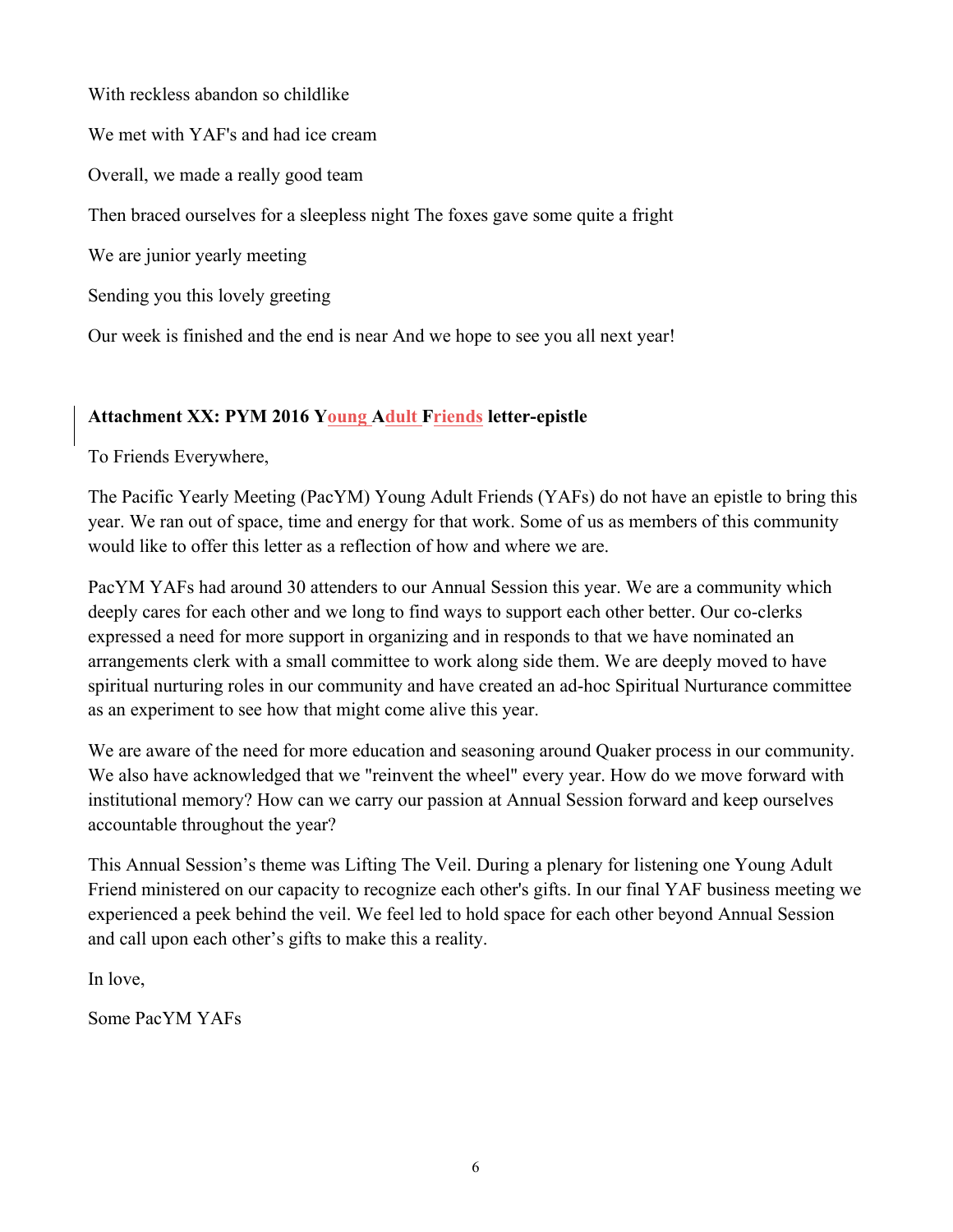With reckless abandon so childlike

We met with YAF's and had ice cream

Overall, we made a really good team

Then braced ourselves for a sleepless night The foxes gave some quite a fright

We are junior yearly meeting

Sending you this lovely greeting

Our week is finished and the end is near And we hope to see you all next year!

**Attachment XX: PYM 2016 Young Adult Friends letter-epistle**

To Friends Everywhere,

The Pacific Yearly Meeting (PacYM) Young Adult Friends (YAFs) do not have an epistle to bring this year. We ran out of space, time and energy for that work. Some of us as members of this community would like to offer this letter as a reflection of how and where we are.

PacYM YAFs had around 30 attenders to our Annual Session this year. We are a community which deeply cares for each other and we long to find ways to support each other better. Our co-clerks expressed a need for more support in organizing and in responds to that we have nominated an arrangements clerk with a small committee to work along side them. We are deeply moved to have spiritual nurturing roles in our community and have created an ad-hoc Spiritual Nurturance committee as an experiment to see how that might come alive this year.

We are aware of the need for more education and seasoning around Quaker process in our community. We also have acknowledged that we "reinvent the wheel" every year. How do we move forward with institutional memory? How can we carry our passion at Annual Session forward and keep ourselves accountable throughout the year?

This Annual Session's theme was Lifting The Veil. During a plenary for listening one Young Adult Friend ministered on our capacity to recognize each other's gifts. In our final YAF business meeting we experienced a peek behind the veil. We feel led to hold space for each other beyond Annual Session and call upon each other's gifts to make this a reality.

In love,

Some PacYM YAFs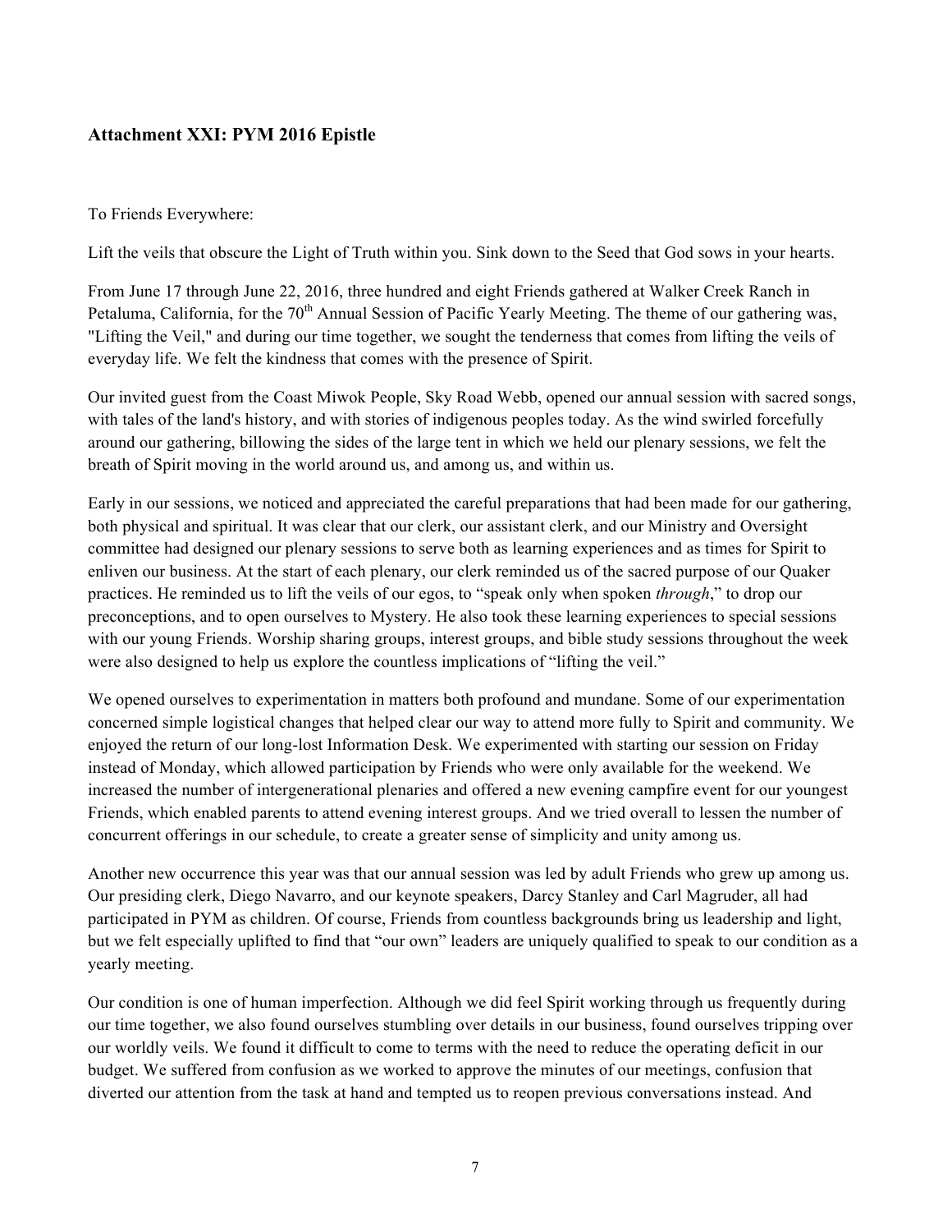### Attachment XXI: PYM 2016 Epistle

To Friends Everywhere:

Lift the veils that obscure the Light of Truth within you. Sink down to the Seed that God sows in your hearts.

From June 17 through June 22, 2016, three hundred and eight Friends gathered at Walker Creek Ranch in Petaluma, California, for the 70th Annual Session of Pacific Yearly Meeting. The theme of our gathering was, "Lifting the Veil," and during our time together, we sought the tenderness that comes from lifting the veils of everyday life. We felt the kindness that comes with the presence of Spirit.

Our invited guest from the Coast Miwok People, Sky Road Webb, opened our annual session with sacred songs, with tales of the land's history, and with stories of indigenous peoples today. As the wind swirled forcefully around our gathering, billowing the sides of the large tent in which we held our plenary sessions, we felt the breath of Spirit moving in the world around us, and among us, and within us.

Early in our sessions, we noticed and appreciated the careful preparations that had been made for our gathering, both physical and spiritual. It was clear that our clerk, our assistant clerk, and our Ministry and Oversight committee had designed our plenary sessions to serve both as learning experiences and as times for Spirit to enliven our business. At the start of each plenary, our clerk reminded us of the sacred purpose of our Quaker practices. He reminded us to lift the veils of our egos, to "speak only when spoken *through*," to drop our preconceptions, and to open ourselves to Mystery. He also took these learning experiences to special sessions with our young Friends. Worship sharing groups, interest groups, and bible study sessions throughout the week were also designed to help us explore the countless implications of "lifting the veil."

We opened ourselves to experimentation in matters both profound and mundane. Some of our experimentation concerned simple logistical changes that helped clear our way to attend more fully to Spirit and community. We enjoyed the return of our long-lost Information Desk. We experimented with starting our session on Friday instead of Monday, which allowed participation by Friends who were only available for the weekend. We increased the number of intergenerational plenaries and offered a new evening campfire event for our youngest Friends, which enabled parents to attend evening interest groups. And we tried overall to lessen the number of concurrent offerings in our schedule, to create a greater sense of simplicity and unity among us.

Another new occurrence this year was that our annual session was led by adult Friends who grew up among us. Our presiding clerk, Diego Navarro, and our keynote speakers, Darcy Stanley and Carl Magruder, all had participated in PYM as children. Of course, Friends from countless backgrounds bring us leadership and light, but we felt especially uplifted to find that "our own" leaders are uniquely qualified to speak to our condition as a yearly meeting.

Our condition is one of human imperfection. Although we did feel Spirit working through us frequently during our time together, we also found ourselves stumbling over details in our business, found ourselves tripping over our worldly veils. We found it difficult to come to terms with the need to reduce the operating deficit in our budget. We suffered from confusion as we worked to approve the minutes of our meetings, confusion that diverted our attention from the task at hand and tempted us to reopen previous conversations instead. And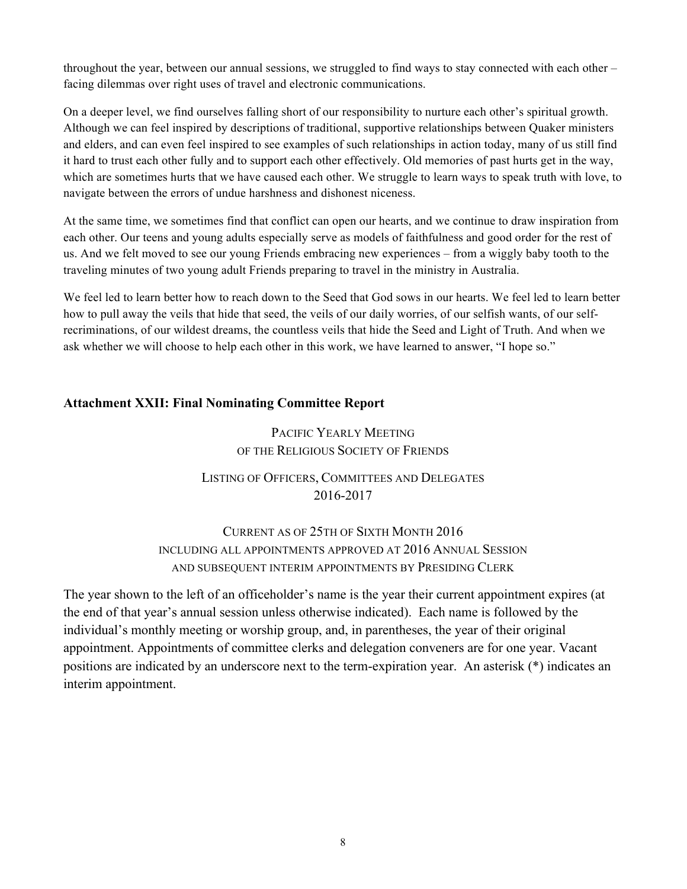throughout the year, between our annual sessions, we struggled to find ways to stay connected with each other – facing dilemmas over right uses of travel and electronic communications.

On a deeper level, we find ourselves falling short of our responsibility to nurture each other's spiritual growth. Although we can feel inspired by descriptions of traditional, supportive relationships between Quaker ministers and elders, and can even feel inspired to see examples of such relationships in action today, many of us still find it hard to trust each other fully and to support each other effectively. Old memories of past hurts get in the way, which are sometimes hurts that we have caused each other. We struggle to learn ways to speak truth with love, to navigate between the errors of undue harshness and dishonest niceness.

At the same time, we sometimes find that conflict can open our hearts, and we continue to draw inspiration from each other. Our teens and young adults especially serve as models of faithfulness and good order for the rest of us. And we felt moved to see our young Friends embracing new experiences – from a wiggly baby tooth to the traveling minutes of two young adult Friends preparing to travel in the ministry in Australia.

We feel led to learn better how to reach down to the Seed that God sows in our hearts. We feel led to learn better how to pull away the veils that hide that seed, the veils of our daily worries, of our selfish wants, of our self-recriminations, of our wildest dreams, the countless veils that hide the Seed and Light of Truth. And when we ask whether we will choose to help each other in this work, we have learned to answer, "I hope so."

## Attachment XXII: Final Nominating Committee Report

PACIFIC YEARLY MEETING
OF THE RELIGIOUS SOCIETY OF FRIENDS

LISTING OF OFFICERS, COMMITTEES AND DELEGATES
2016-2017

CURRENT AS OF 25TH OF SIXTH MONTH 2016
INCLUDING ALL APPOINTMENTS APPROVED AT 2016 ANNUAL SESSION
AND SUBSEQUENT INTERIM APPOINTMENTS BY PRESIDING CLERK

The year shown to the left of an officeholder's name is the year their current appointment expires (at the end of that year's annual session unless otherwise indicated). Each name is followed by the individual's monthly meeting or worship group, and, in parentheses, the year of their original appointment. Appointments of committee clerks and delegation conveners are for one year. Vacant positions are indicated by an underscore next to the term-expiration year. An asterisk (*) indicates an interim appointment.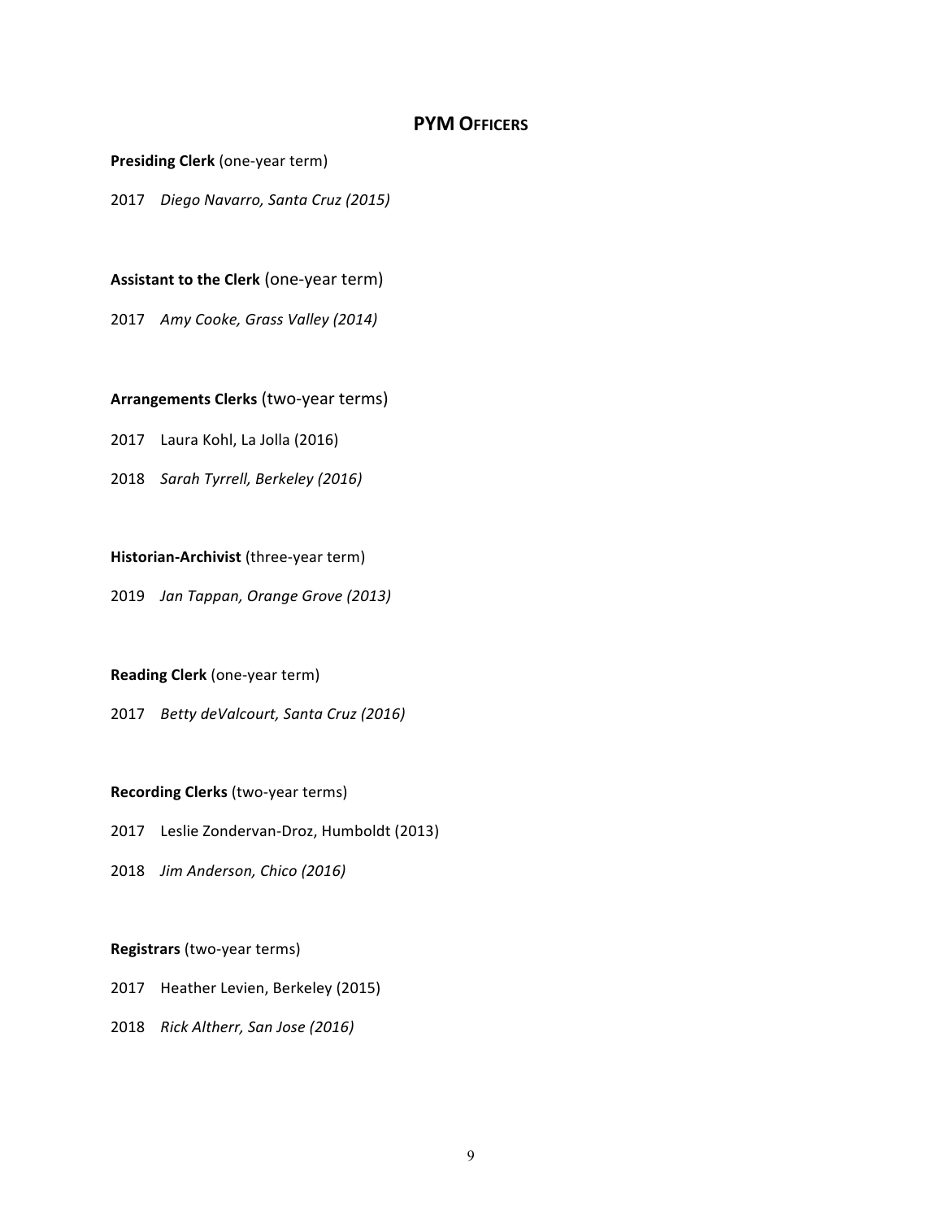## PYM OFFICERS

**Presiding Clerk** (one-year term)

2017 *Diego Navarro, Santa Cruz (2015)*

**Assistant to the Clerk** (one-year term)

2017 *Amy Cooke, Grass Valley (2014)*

**Arrangements Clerks** (two-year terms)

2017 Laura Kohl, La Jolla (2016)

2018 *Sarah Tyrrell, Berkeley (2016)*

**Historian-Archivist** (three-year term)

2019 *Jan Tappan, Orange Grove (2013)*

**Reading Clerk** (one-year term)

2017 *Betty deValcourt, Santa Cruz (2016)*

**Recording Clerks** (two-year terms)

2017 Leslie Zondervan-Droz, Humboldt (2013)

2018 *Jim Anderson, Chico (2016)*

**Registrars** (two-year terms)

2017 Heather Levien, Berkeley (2015)

2018 *Rick Altherr, San Jose (2016)*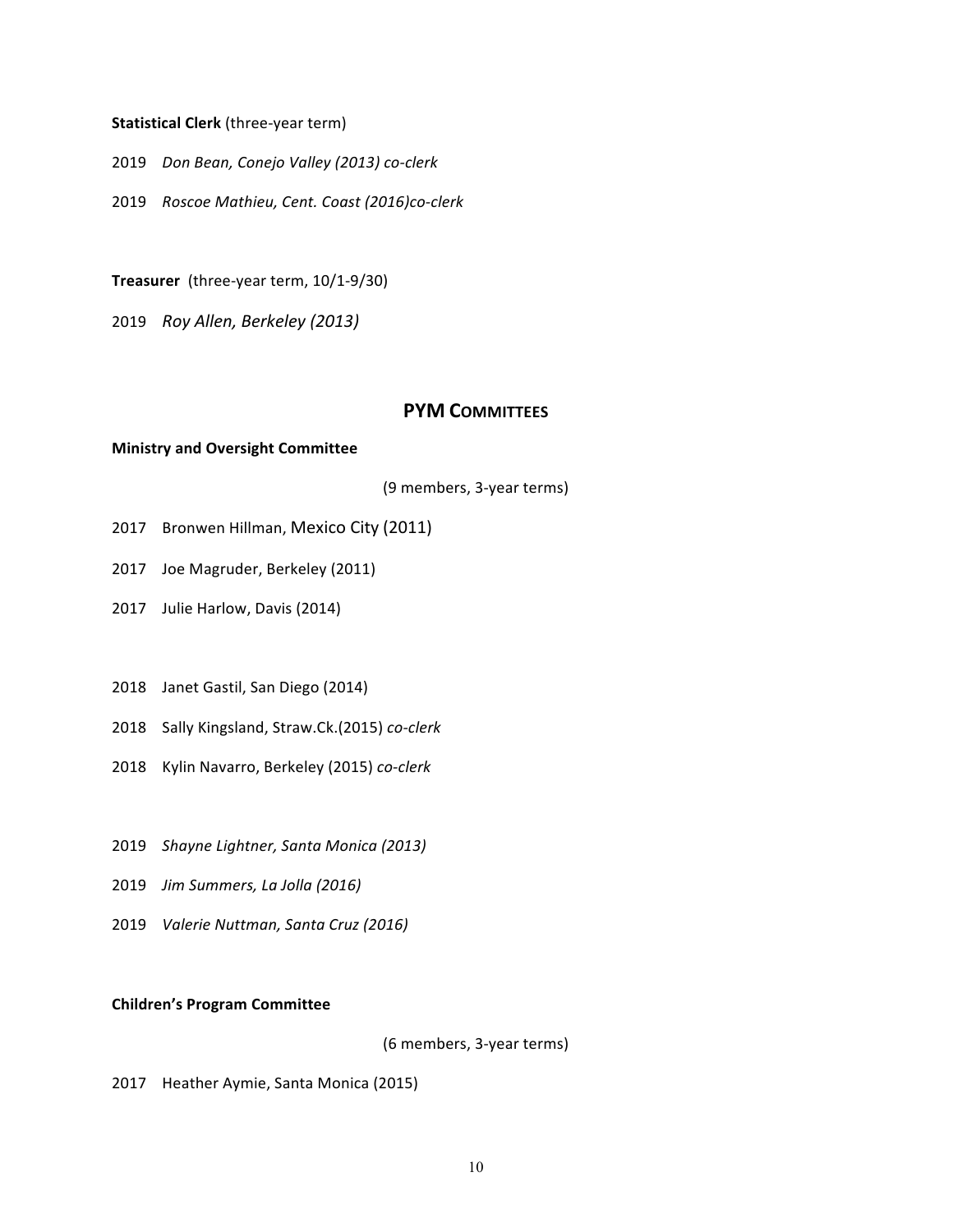**Statistical Clerk** (three-year term)

2019 *Don Bean, Conejo Valley (2013) co-clerk*

2019 *Roscoe Mathieu, Cent. Coast (2016)co-clerk*

**Treasurer** (three-year term, 10/1-9/30)

2019 *Roy Allen, Berkeley (2013)*

## PYM COMMITTEES

**Ministry and Oversight Committee**

(9 members, 3-year terms)

2017 Bronwen Hillman, Mexico City (2011)

2017 Joe Magruder, Berkeley (2011)

2017 Julie Harlow, Davis (2014)

2018 Janet Gastil, San Diego (2014)

2018 Sally Kingsland, Straw.Ck.(2015) *co-clerk*

2018 Kylin Navarro, Berkeley (2015) *co-clerk*

2019 *Shayne Lightner, Santa Monica (2013)*

2019 *Jim Summers, La Jolla (2016)*

2019 *Valerie Nuttman, Santa Cruz (2016)*

**Children's Program Committee**

(6 members, 3-year terms)

2017 Heather Aymie, Santa Monica (2015)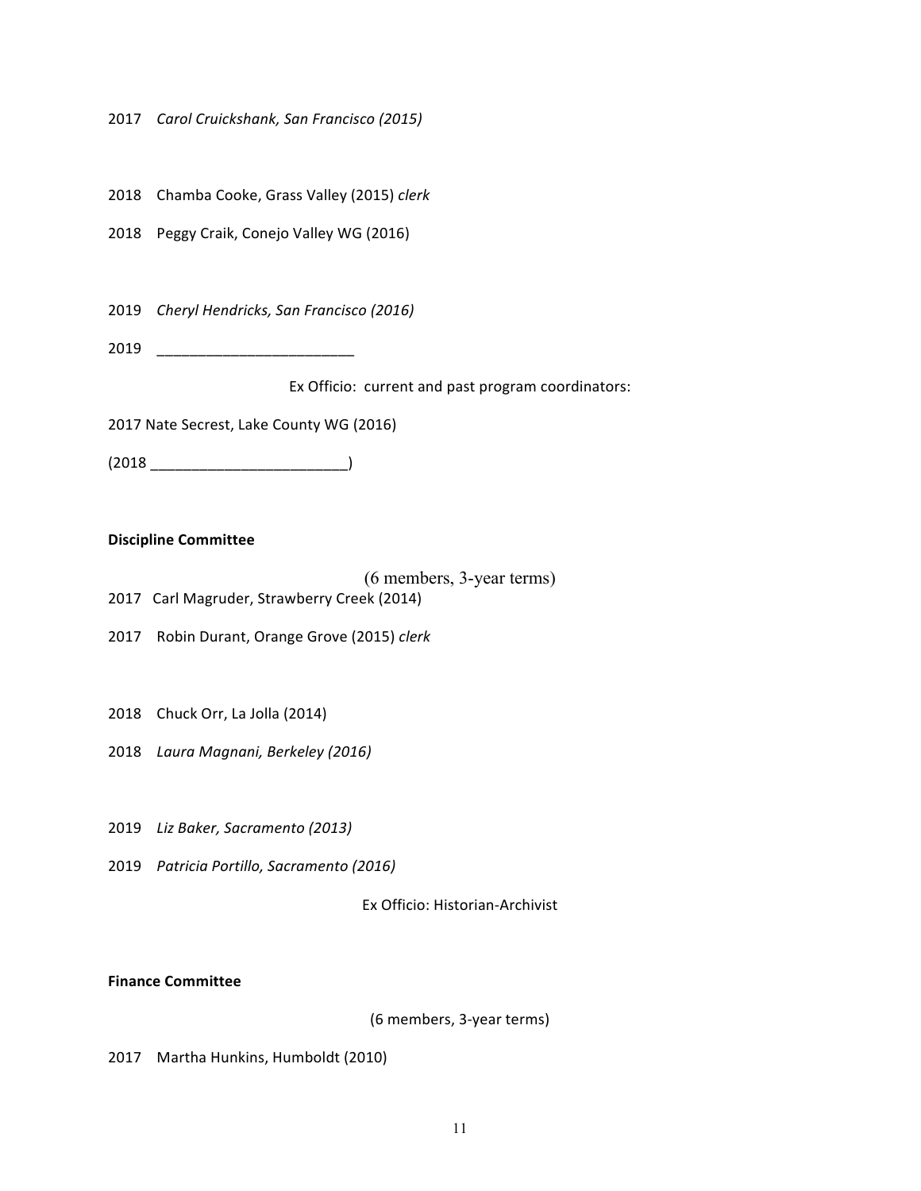2017 *Carol Cruickshank, San Francisco (2015)*

2018 Chamba Cooke, Grass Valley (2015) *clerk*

2018 Peggy Craik, Conejo Valley WG (2016)

2019 *Cheryl Hendricks, San Francisco (2016)*

2019 ________________________

Ex Officio: current and past program coordinators:

2017 Nate Secrest, Lake County WG (2016)

(2018 ________________________)

**Discipline Committee**

(6 members, 3-year terms)

2017 Carl Magruder, Strawberry Creek (2014)

2017 Robin Durant, Orange Grove (2015) *clerk*

2018 Chuck Orr, La Jolla (2014)

2018 *Laura Magnani, Berkeley (2016)*

2019 *Liz Baker, Sacramento (2013)*

2019 *Patricia Portillo, Sacramento (2016)*

Ex Officio: Historian-Archivist

**Finance Committee**

(6 members, 3-year terms)

2017 Martha Hunkins, Humboldt (2010)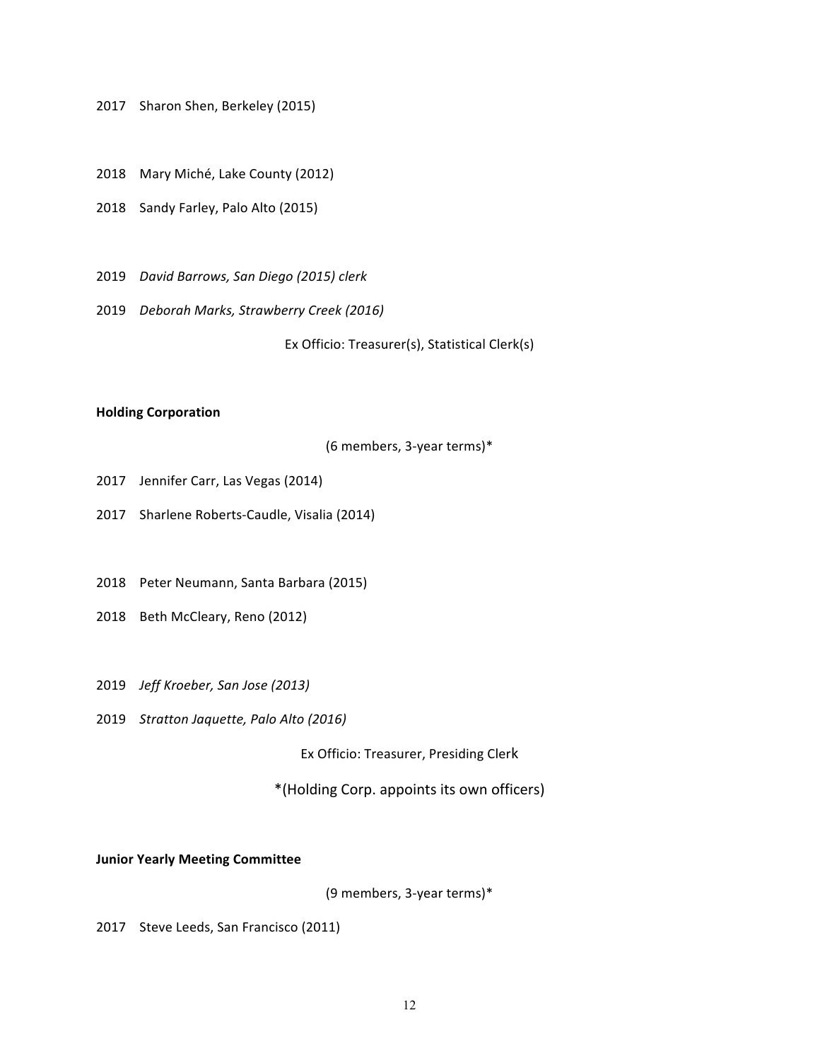2017 Sharon Shen, Berkeley (2015)

2018 Mary Miché, Lake County (2012)

2018 Sandy Farley, Palo Alto (2015)

2019 *David Barrows, San Diego (2015) clerk*

2019 *Deborah Marks, Strawberry Creek (2016)*

Ex Officio: Treasurer(s), Statistical Clerk(s)

**Holding Corporation**

(6 members, 3-year terms)*

2017 Jennifer Carr, Las Vegas (2014)

2017 Sharlene Roberts-Caudle, Visalia (2014)

2018 Peter Neumann, Santa Barbara (2015)

2018 Beth McCleary, Reno (2012)

2019 *Jeff Kroeber, San Jose (2013)*

2019 *Stratton Jaquette, Palo Alto (2016)*

Ex Officio: Treasurer, Presiding Clerk

*(Holding Corp. appoints its own officers)

**Junior Yearly Meeting Committee**

(9 members, 3-year terms)*

2017 Steve Leeds, San Francisco (2011)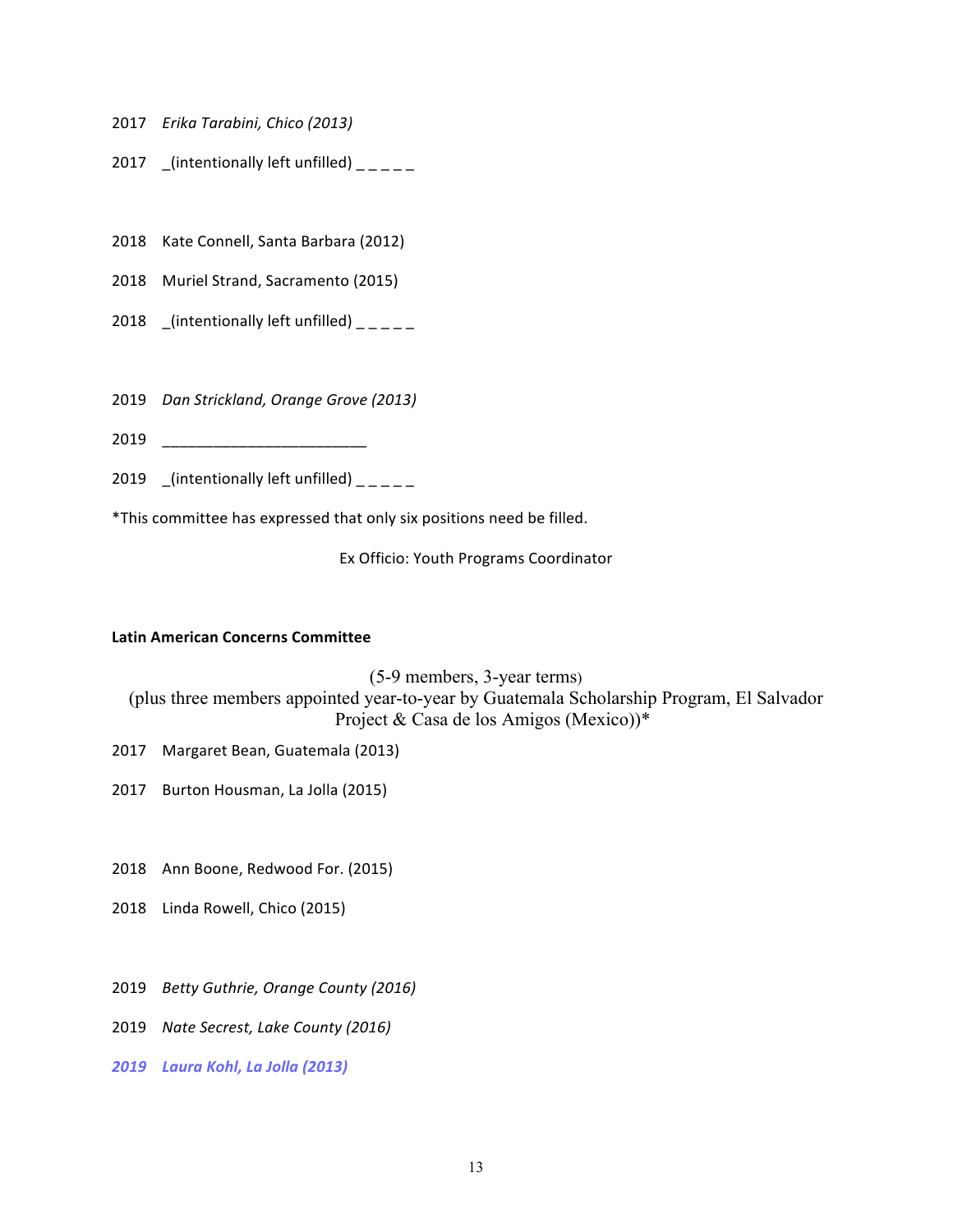2017 *Erika Tarabini, Chico (2013)*

2017 _(intentionally left unfilled) _ _ _ _ _

2018 Kate Connell, Santa Barbara (2012)

2018 Muriel Strand, Sacramento (2015)

2018 _(intentionally left unfilled) _ _ _ _ _

2019 *Dan Strickland, Orange Grove (2013)*

2019 ________________________

2019 _(intentionally left unfilled) _ _ _ _ _

*This committee has expressed that only six positions need be filled.

Ex Officio: Youth Programs Coordinator

**Latin American Concerns Committee**

(5-9 members, 3-year terms)
(plus three members appointed year-to-year by Guatemala Scholarship Program, El Salvador Project & Casa de los Amigos (Mexico))*

2017 Margaret Bean, Guatemala (2013)

2017 Burton Housman, La Jolla (2015)

2018 Ann Boone, Redwood For. (2015)

2018 Linda Rowell, Chico (2015)

2019 *Betty Guthrie, Orange County (2016)*

2019 *Nate Secrest, Lake County (2016)*

***2019 Laura Kohl, La Jolla (2013)***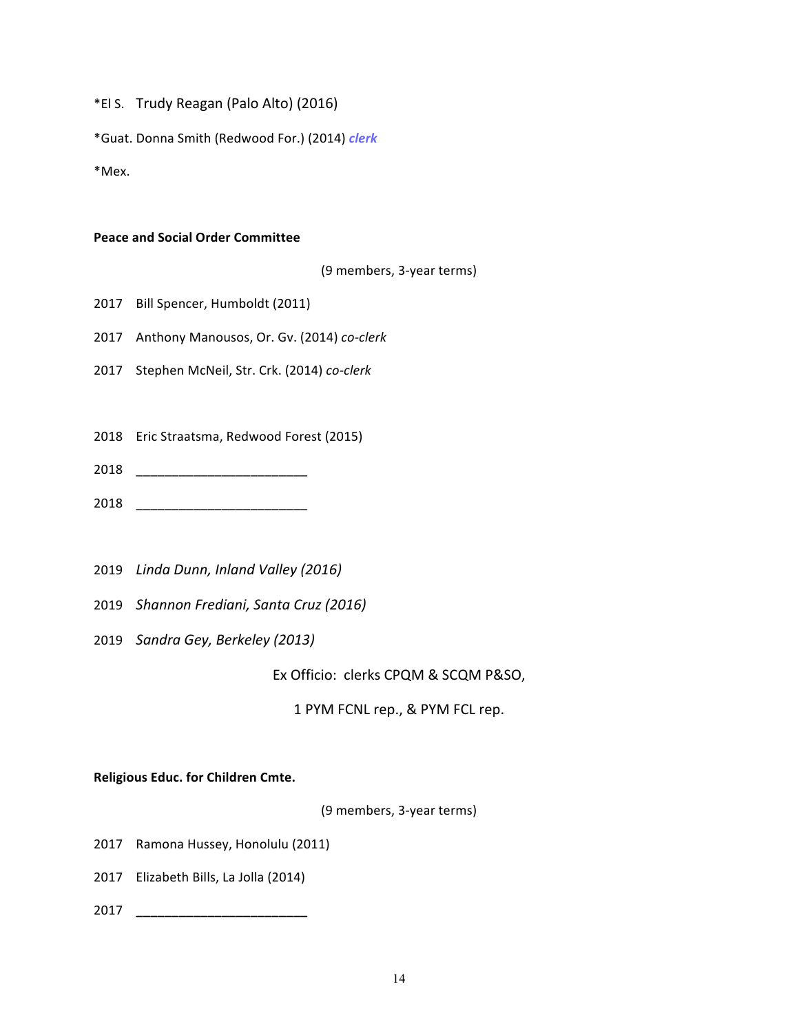*El S. Trudy Reagan (Palo Alto) (2016)

*Guat. Donna Smith (Redwood For.) (2014) ***clerk***

*Mex.

**Peace and Social Order Committee**

(9 members, 3-year terms)

2017 Bill Spencer, Humboldt (2011)

2017 Anthony Manousos, Or. Gv. (2014) *co-clerk*

2017 Stephen McNeil, Str. Crk. (2014) *co-clerk*

2018 Eric Straatsma, Redwood Forest (2015)

2018 ________________________

2018 ________________________

2019 *Linda Dunn, Inland Valley (2016)*

2019 *Shannon Frediani, Santa Cruz (2016)*

2019 *Sandra Gey, Berkeley (2013)*

Ex Officio: clerks CPQM & SCQM P&SO,

1 PYM FCNL rep., & PYM FCL rep.

**Religious Educ. for Children Cmte.**

(9 members, 3-year terms)

2017 Ramona Hussey, Honolulu (2011)

2017 Elizabeth Bills, La Jolla (2014)

2017 ________________________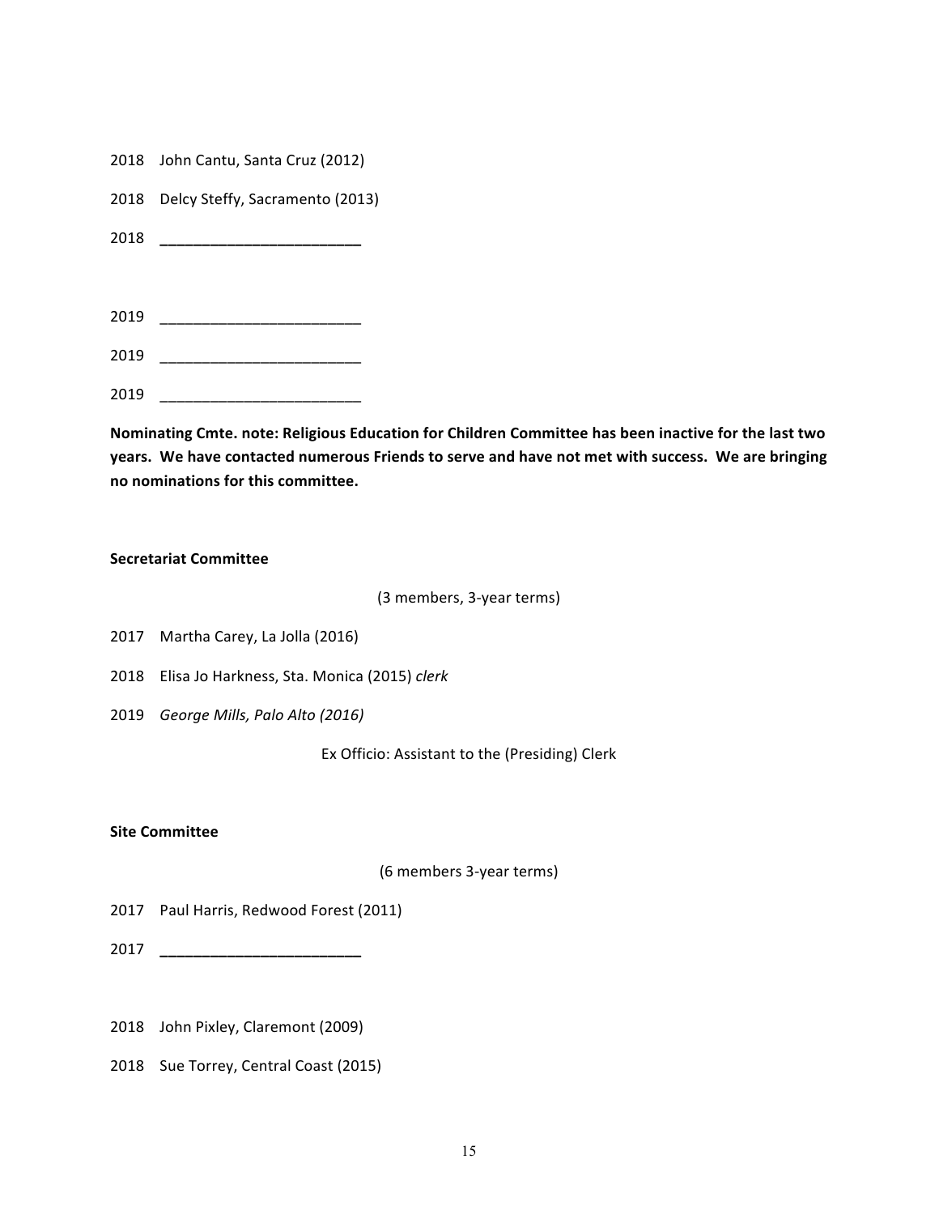2018 John Cantu, Santa Cruz (2012)

2018 Delcy Steffy, Sacramento (2013)

2018 **________________________**

2019 ________________________

2019 ________________________

2019 ________________________

**Nominating Cmte. note: Religious Education for Children Committee has been inactive for the last two years. We have contacted numerous Friends to serve and have not met with success. We are bringing no nominations for this committee.**

**Secretariat Committee**

(3 members, 3-year terms)

2017 Martha Carey, La Jolla (2016)

2018 Elisa Jo Harkness, Sta. Monica (2015) *clerk*

2019 *George Mills, Palo Alto (2016)*

Ex Officio: Assistant to the (Presiding) Clerk

**Site Committee**

(6 members 3-year terms)

2017 Paul Harris, Redwood Forest (2011)

2017 **________________________**

2018 John Pixley, Claremont (2009)

2018 Sue Torrey, Central Coast (2015)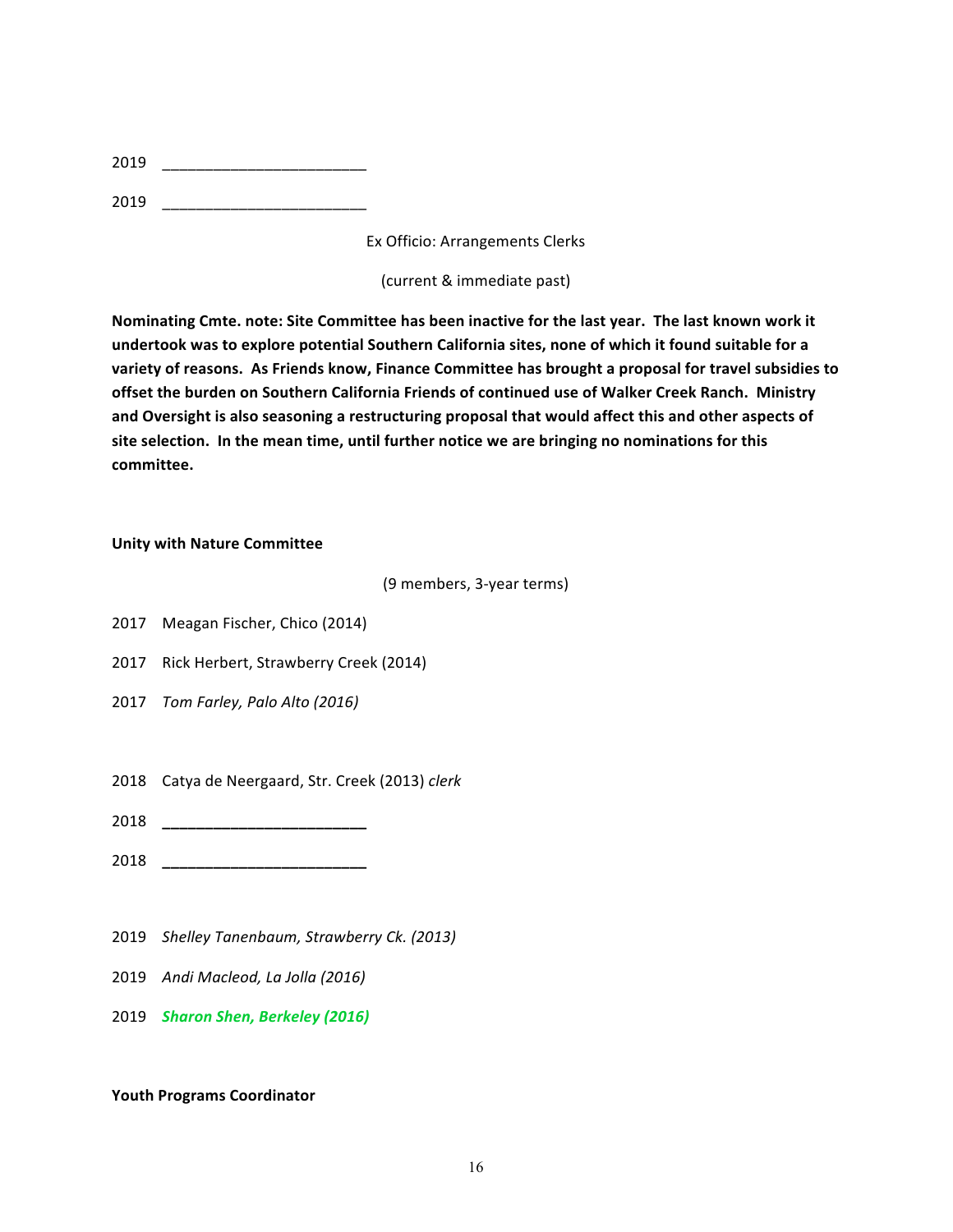2019 ________________________

2019 ________________________

Ex Officio: Arrangements Clerks

(current & immediate past)

**Nominating Cmte. note: Site Committee has been inactive for the last year. The last known work it undertook was to explore potential Southern California sites, none of which it found suitable for a variety of reasons. As Friends know, Finance Committee has brought a proposal for travel subsidies to offset the burden on Southern California Friends of continued use of Walker Creek Ranch. Ministry and Oversight is also seasoning a restructuring proposal that would affect this and other aspects of site selection. In the mean time, until further notice we are bringing no nominations for this committee.**

**Unity with Nature Committee**

(9 members, 3-year terms)

2017 Meagan Fischer, Chico (2014)

2017 Rick Herbert, Strawberry Creek (2014)

2017 *Tom Farley, Palo Alto (2016)*

2018 Catya de Neergaard, Str. Creek (2013) *clerk*

2018 ________________________

2018 ________________________

2019 *Shelley Tanenbaum, Strawberry Ck. (2013)*

2019 *Andi Macleod, La Jolla (2016)*

2019 ***Sharon Shen, Berkeley (2016)***

**Youth Programs Coordinator**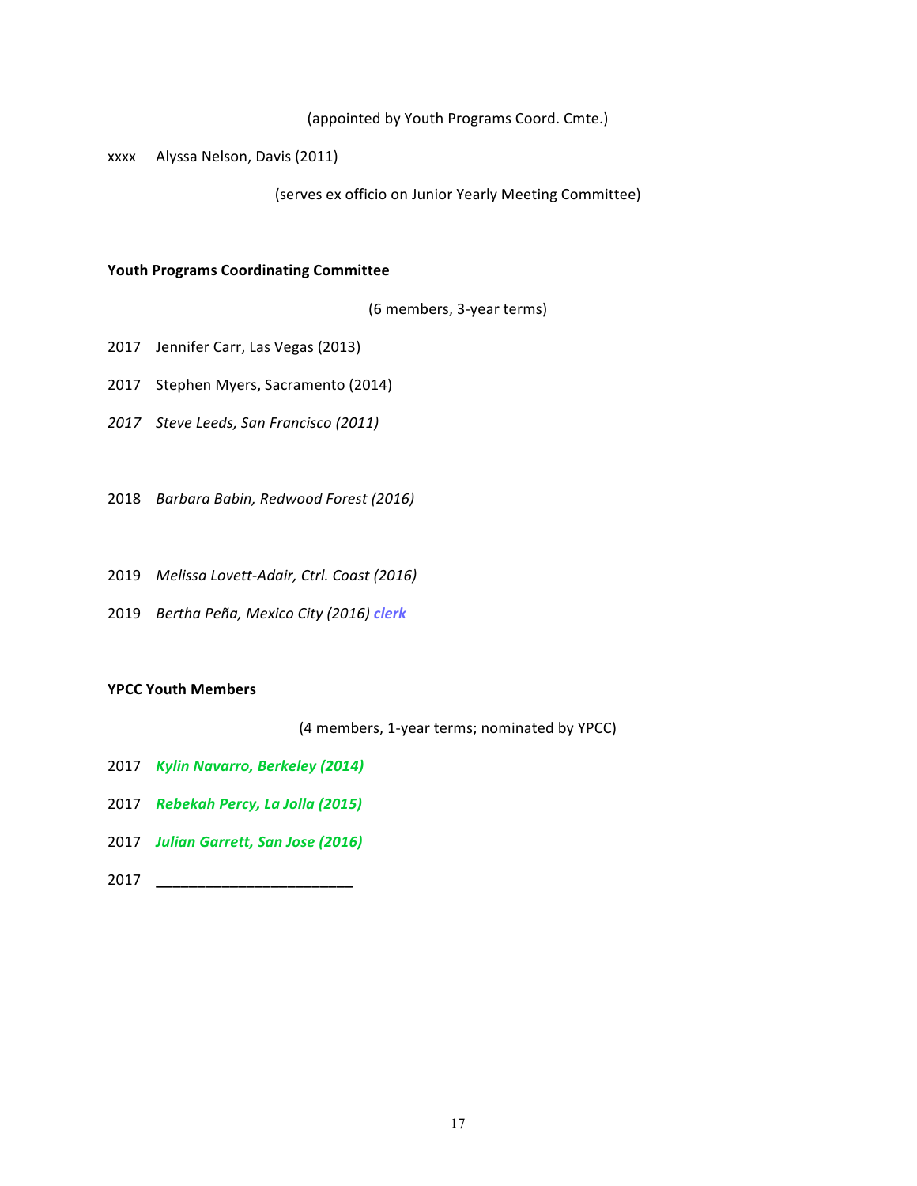(appointed by Youth Programs Coord. Cmte.)

xxxx Alyssa Nelson, Davis (2011)

(serves ex officio on Junior Yearly Meeting Committee)

**Youth Programs Coordinating Committee**

(6 members, 3-year terms)

2017 Jennifer Carr, Las Vegas (2013)

2017 Stephen Myers, Sacramento (2014)

*2017 Steve Leeds, San Francisco (2011)*

2018 *Barbara Babin, Redwood Forest (2016)*

2019 *Melissa Lovett-Adair, Ctrl. Coast (2016)*

2019 *Bertha Peña, Mexico City (2016)* ***clerk***

**YPCC Youth Members**

(4 members, 1-year terms; nominated by YPCC)

2017 ***Kylin Navarro, Berkeley (2014)***

2017 ***Rebekah Percy, La Jolla (2015)***

2017 ***Julian Garrett, San Jose (2016)***

2017 ________________________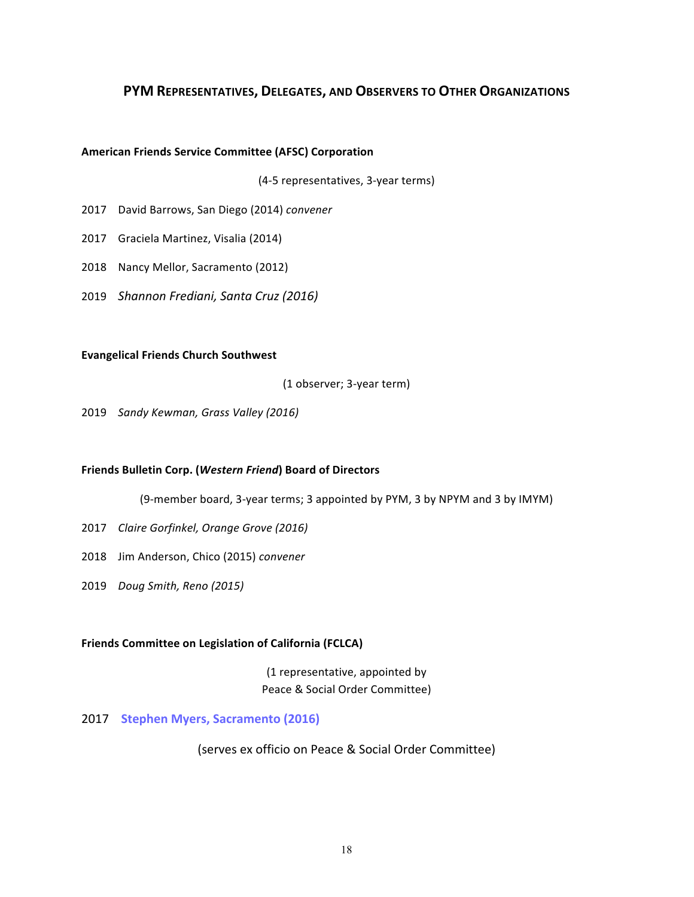## PYM Representatives, Delegates, and Observers to Other Organizations

**American Friends Service Committee (AFSC) Corporation**

(4-5 representatives, 3-year terms)

2017 David Barrows, San Diego (2014) *convener*

2017 Graciela Martinez, Visalia (2014)

2018 Nancy Mellor, Sacramento (2012)

2019 *Shannon Frediani, Santa Cruz (2016)*

**Evangelical Friends Church Southwest**

(1 observer; 3-year term)

2019 *Sandy Kewman, Grass Valley (2016)*

**Friends Bulletin Corp. (*Western Friend*) Board of Directors**

(9-member board, 3-year terms; 3 appointed by PYM, 3 by NPYM and 3 by IMYM)

2017 *Claire Gorfinkel, Orange Grove (2016)*

2018 Jim Anderson, Chico (2015) *convener*

2019 *Doug Smith, Reno (2015)*

**Friends Committee on Legislation of California (FCLCA)**

(1 representative, appointed by Peace & Social Order Committee)

2017 **Stephen Myers, Sacramento (2016)**

(serves ex officio on Peace & Social Order Committee)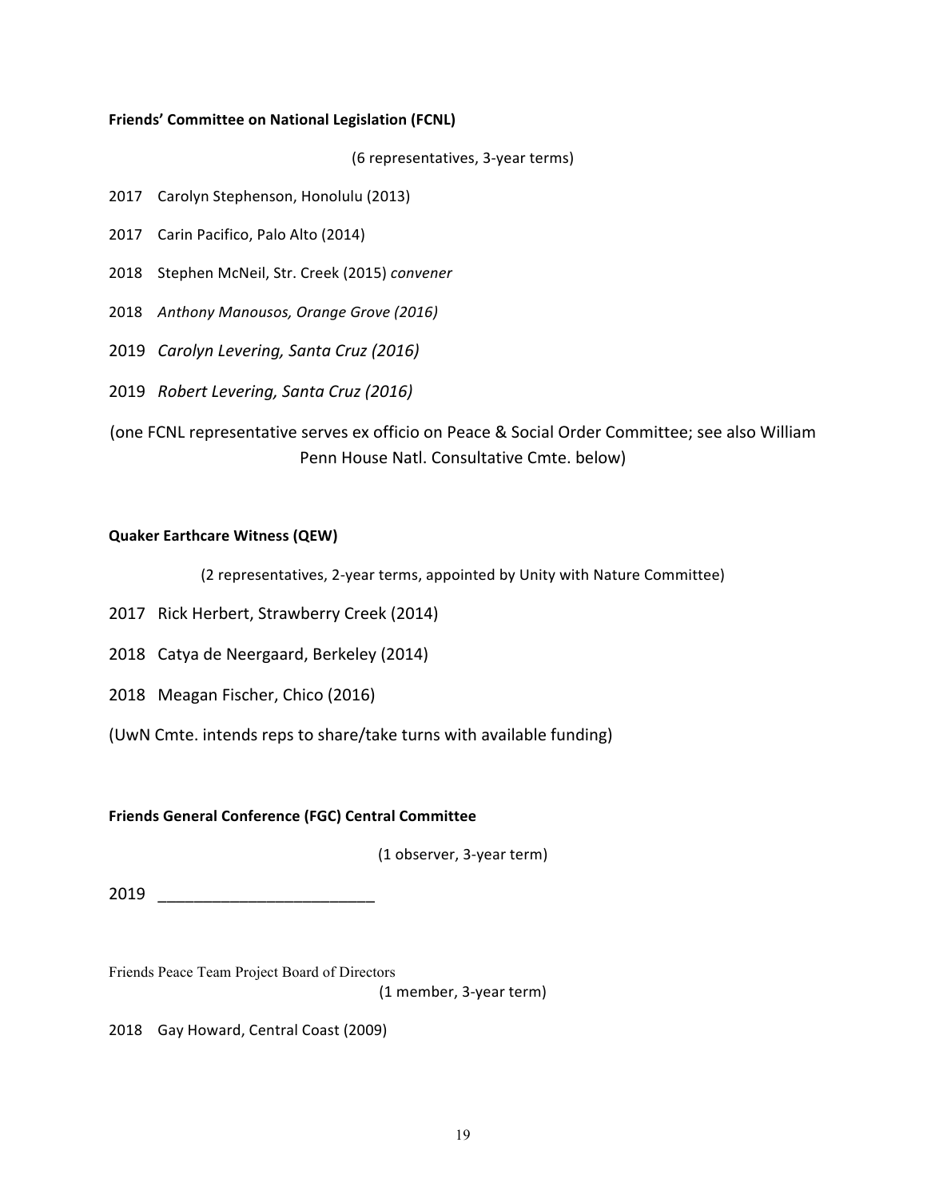**Friends' Committee on National Legislation (FCNL)**

(6 representatives, 3-year terms)

2017 Carolyn Stephenson, Honolulu (2013)

2017 Carin Pacifico, Palo Alto (2014)

2018 Stephen McNeil, Str. Creek (2015) *convener*

2018 *Anthony Manousos, Orange Grove (2016)*

2019 *Carolyn Levering, Santa Cruz (2016)*

2019 *Robert Levering, Santa Cruz (2016)*

(one FCNL representative serves ex officio on Peace & Social Order Committee; see also William Penn House Natl. Consultative Cmte. below)

**Quaker Earthcare Witness (QEW)**

(2 representatives, 2-year terms, appointed by Unity with Nature Committee)

2017 Rick Herbert, Strawberry Creek (2014)

2018 Catya de Neergaard, Berkeley (2014)

2018 Meagan Fischer, Chico (2016)

(UwN Cmte. intends reps to share/take turns with available funding)

**Friends General Conference (FGC) Central Committee**

(1 observer, 3-year term)

2019 ________________________

Friends Peace Team Project Board of Directors

(1 member, 3-year term)

2018 Gay Howard, Central Coast (2009)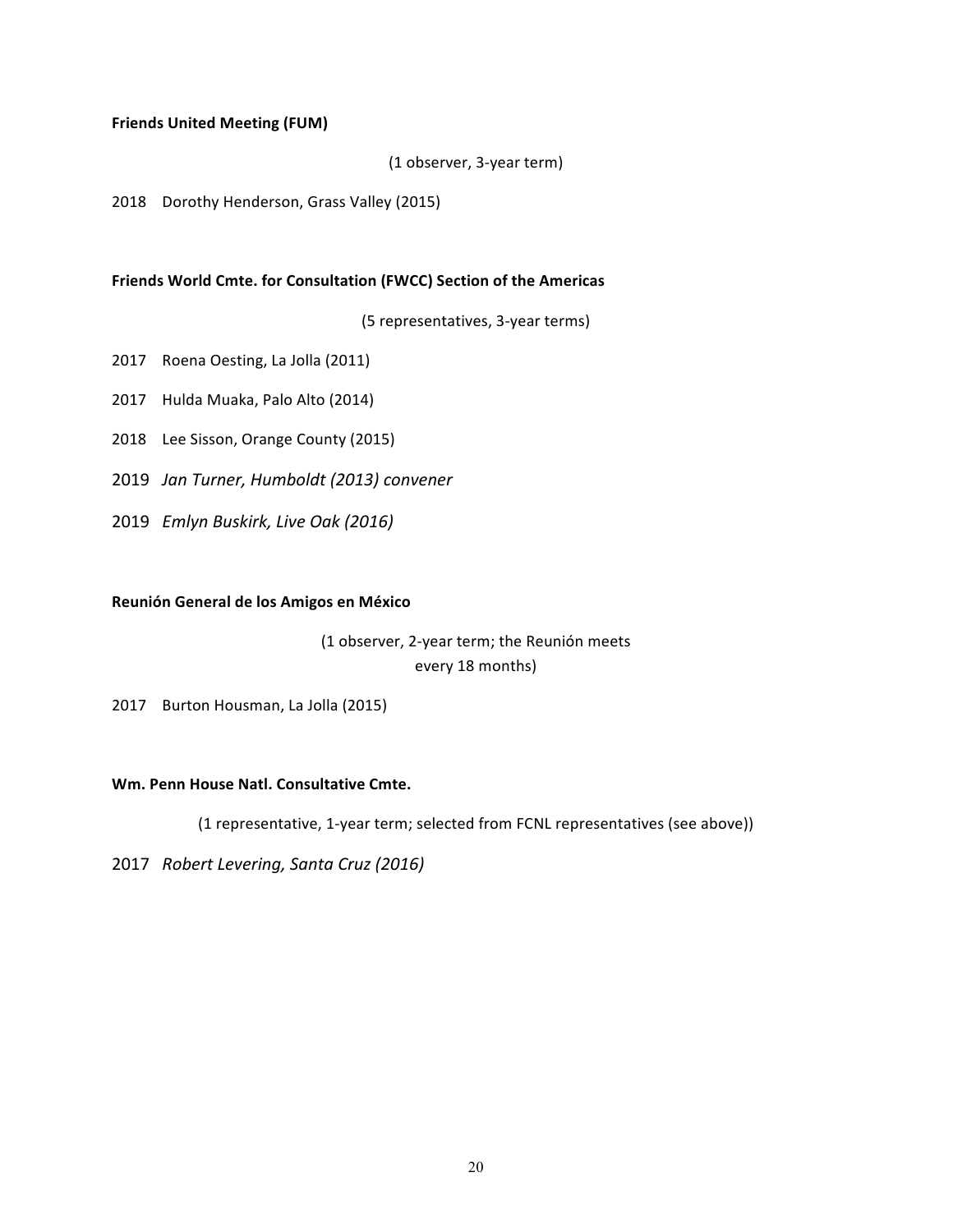**Friends United Meeting (FUM)**

(1 observer, 3-year term)

2018 Dorothy Henderson, Grass Valley (2015)

**Friends World Cmte. for Consultation (FWCC) Section of the Americas**

(5 representatives, 3-year terms)

2017 Roena Oesting, La Jolla (2011)

2017 Hulda Muaka, Palo Alto (2014)

2018 Lee Sisson, Orange County (2015)

2019 *Jan Turner, Humboldt (2013) convener*

2019 *Emlyn Buskirk, Live Oak (2016)*

**Reunión General de los Amigos en México**

(1 observer, 2-year term; the Reunión meets every 18 months)

2017 Burton Housman, La Jolla (2015)

**Wm. Penn House Natl. Consultative Cmte.**

(1 representative, 1-year term; selected from FCNL representatives (see above))

2017 *Robert Levering, Santa Cruz (2016)*